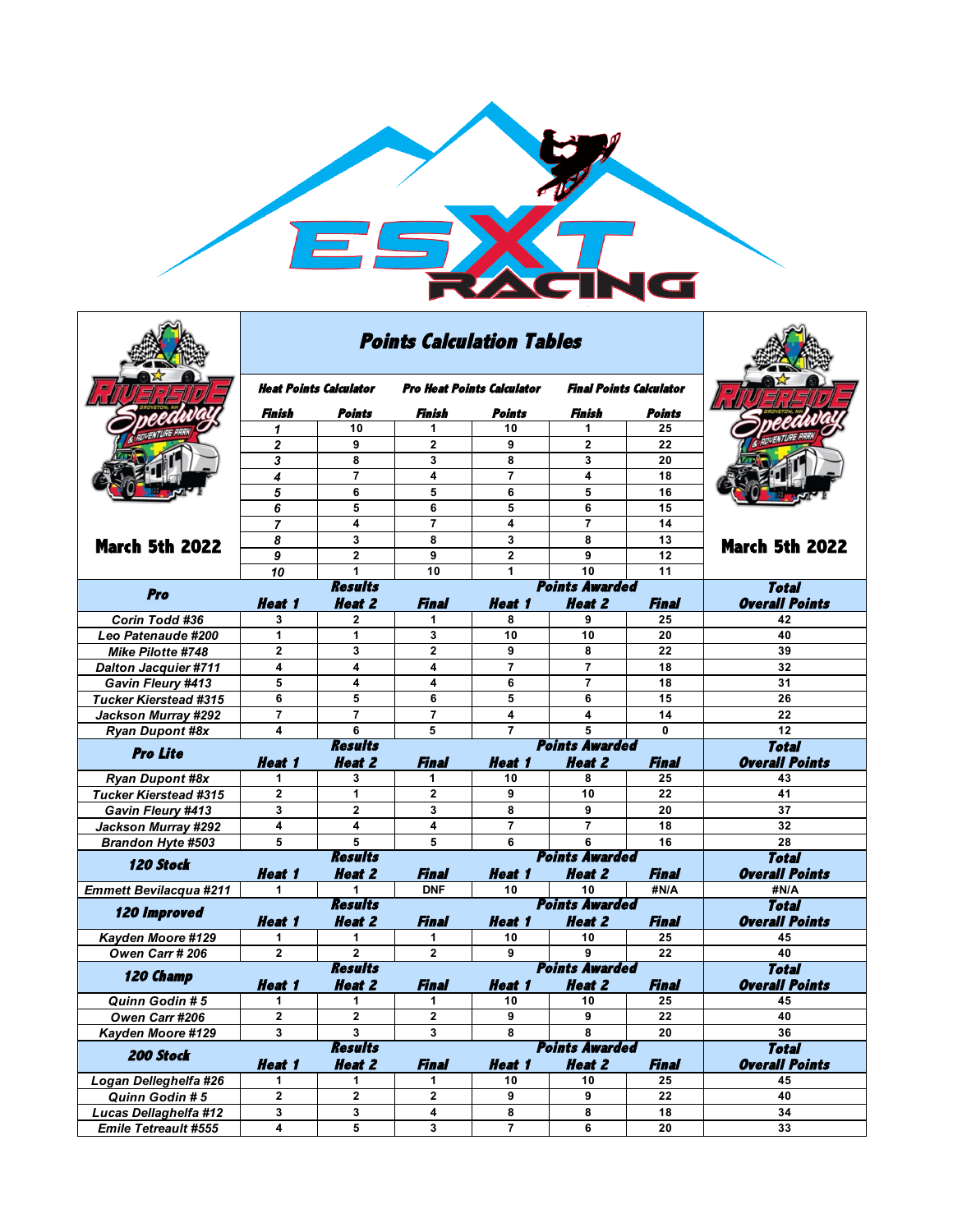# ESXT RACING

Riverside Speedway & Adventure Park — Groveton, NH

March 5th 2022

## Points Calculation Tables

| Heat Points Calculator | | Pro Heat Points Calculator | | Final Points Calculator | |
|---|---|---|---|---|---|
| Finish | Points | Finish | Points | Finish | Points |
| 1 | 10 | 1 | 10 | 1 | 25 |
| 2 | 9 | 2 | 9 | 2 | 22 |
| 3 | 8 | 3 | 8 | 3 | 20 |
| 4 | 7 | 4 | 7 | 4 | 18 |
| 5 | 6 | 5 | 6 | 5 | 16 |
| 6 | 5 | 6 | 5 | 6 | 15 |
| 7 | 4 | 7 | 4 | 7 | 14 |
| 8 | 3 | 8 | 3 | 8 | 13 |
| 9 | 2 | 9 | 2 | 9 | 12 |
| 10 | 1 | 10 | 1 | 10 | 11 |

| Pro | Results | | | Points Awarded | | | Total |
|---|---|---|---|---|---|---|---|
| | Heat 1 | Heat 2 | Final | Heat 1 | Heat 2 | Final | Overall Points |
| Corin Todd #36 | 3 | 2 | 1 | 8 | 9 | 25 | 42 |
| Leo Patenaude #200 | 1 | 1 | 3 | 10 | 10 | 20 | 40 |
| Mike Pilotte #748 | 2 | 3 | 2 | 9 | 8 | 22 | 39 |
| Dalton Jacquier #711 | 4 | 4 | 4 | 7 | 7 | 18 | 32 |
| Gavin Fleury #413 | 5 | 4 | 4 | 6 | 7 | 18 | 31 |
| Tucker Kierstead #315 | 6 | 5 | 6 | 5 | 6 | 15 | 26 |
| Jackson Murray #292 | 7 | 7 | 7 | 4 | 4 | 14 | 22 |
| Ryan Dupont #8x | 4 | 6 | 5 | 7 | 5 | 0 | 12 |

| Pro Lite | Results | | | Points Awarded | | | Total |
|---|---|---|---|---|---|---|---|
| | Heat 1 | Heat 2 | Final | Heat 1 | Heat 2 | Final | Overall Points |
| Ryan Dupont #8x | 1 | 3 | 1 | 10 | 8 | 25 | 43 |
| Tucker Kierstead #315 | 2 | 1 | 2 | 9 | 10 | 22 | 41 |
| Gavin Fleury #413 | 3 | 2 | 3 | 8 | 9 | 20 | 37 |
| Jackson Murray #292 | 4 | 4 | 4 | 7 | 7 | 18 | 32 |
| Brandon Hyte #503 | 5 | 5 | 5 | 6 | 6 | 16 | 28 |

| 120 Stock | Results | | | Points Awarded | | | Total |
|---|---|---|---|---|---|---|---|
| | Heat 1 | Heat 2 | Final | Heat 1 | Heat 2 | Final | Overall Points |
| Emmett Bevilacqua #211 | 1 | 1 | DNF | 10 | 10 | #N/A | #N/A |

| 120 Improved | Results | | | Points Awarded | | | Total |
|---|---|---|---|---|---|---|---|
| | Heat 1 | Heat 2 | Final | Heat 1 | Heat 2 | Final | Overall Points |
| Kayden Moore #129 | 1 | 1 | 1 | 10 | 10 | 25 | 45 |
| Owen Carr # 206 | 2 | 2 | 2 | 9 | 9 | 22 | 40 |

| 120 Champ | Results | | | Points Awarded | | | Total |
|---|---|---|---|---|---|---|---|
| | Heat 1 | Heat 2 | Final | Heat 1 | Heat 2 | Final | Overall Points |
| Quinn Godin # 5 | 1 | 1 | 1 | 10 | 10 | 25 | 45 |
| Owen Carr #206 | 2 | 2 | 2 | 9 | 9 | 22 | 40 |
| Kayden Moore #129 | 3 | 3 | 3 | 8 | 8 | 20 | 36 |

| 200 Stock | Results | | | Points Awarded | | | Total |
|---|---|---|---|---|---|---|---|
| | Heat 1 | Heat 2 | Final | Heat 1 | Heat 2 | Final | Overall Points |
| Logan Delleghelfa #26 | 1 | 1 | 1 | 10 | 10 | 25 | 45 |
| Quinn Godin # 5 | 2 | 2 | 2 | 9 | 9 | 22 | 40 |
| Lucas Dellaghelfa #12 | 3 | 3 | 4 | 8 | 8 | 18 | 34 |
| Emile Tetreault #555 | 4 | 5 | 3 | 7 | 6 | 20 | 33 |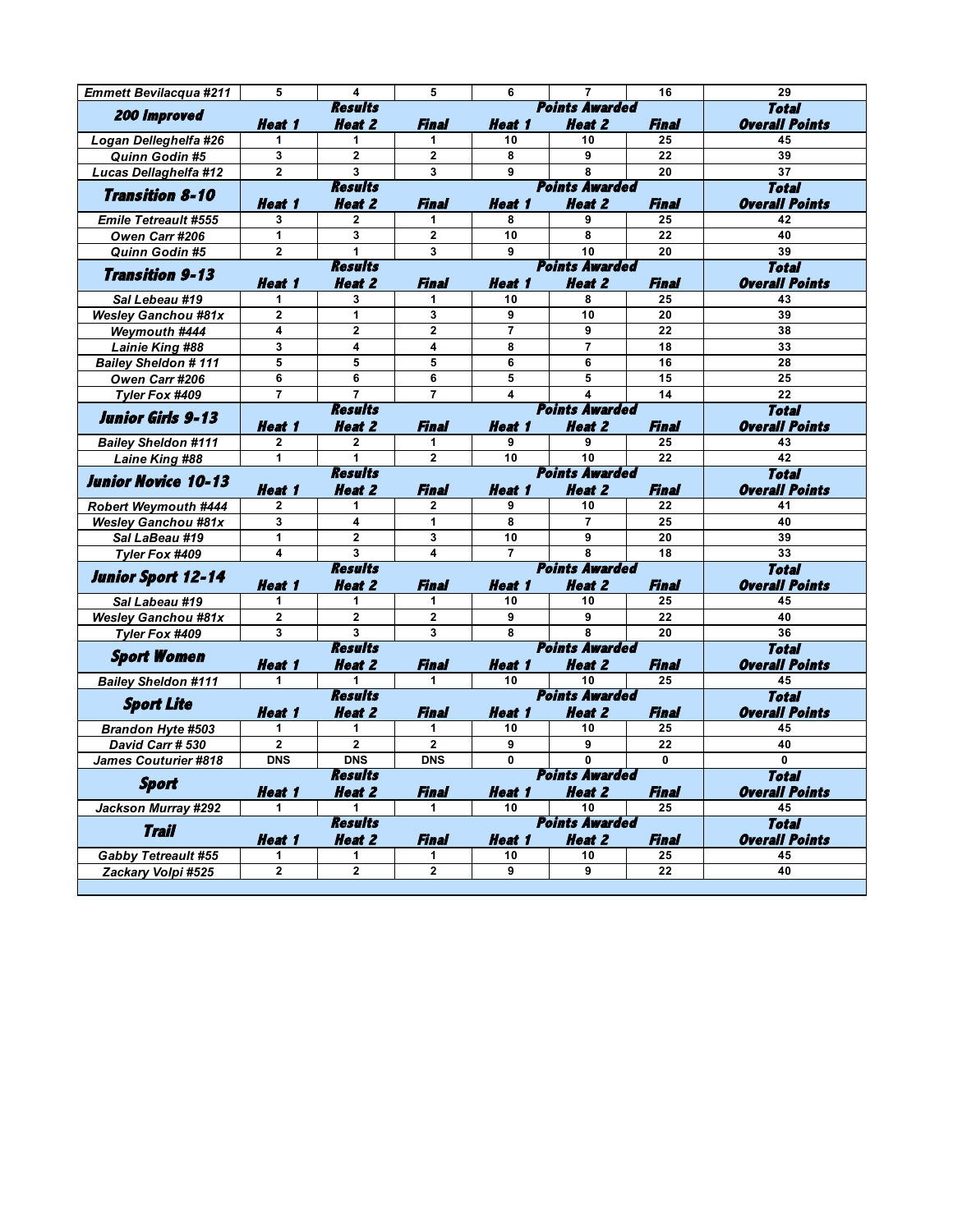| | | | | | | | |
|---|---|---|---|---|---|---|---|
| *Emmett Bevilacqua #211* | 5 | 4 | 5 | 6 | 7 | 16 | 29 |
| ***200 Improved*** | ***Results*** | | | ***Points Awarded*** | | | ***Total*** |
| | ***Heat 1*** | ***Heat 2*** | ***Final*** | ***Heat 1*** | ***Heat 2*** | ***Final*** | ***Overall Points*** |
| *Logan Delleghelfa #26* | 1 | 1 | 1 | 10 | 10 | 25 | 45 |
| *Quinn Godin #5* | 3 | 2 | 2 | 8 | 9 | 22 | 39 |
| *Lucas Dellaghelfa #12* | 2 | 3 | 3 | 9 | 8 | 20 | 37 |
| ***Transition 8-10*** | ***Results*** | | | ***Points Awarded*** | | | ***Total*** |
| | ***Heat 1*** | ***Heat 2*** | ***Final*** | ***Heat 1*** | ***Heat 2*** | ***Final*** | ***Overall Points*** |
| *Emile Tetreault #555* | 3 | 2 | 1 | 8 | 9 | 25 | 42 |
| *Owen Carr #206* | 1 | 3 | 2 | 10 | 8 | 22 | 40 |
| *Quinn Godin #5* | 2 | 1 | 3 | 9 | 10 | 20 | 39 |
| ***Transition 9-13*** | ***Results*** | | | ***Points Awarded*** | | | ***Total*** |
| | ***Heat 1*** | ***Heat 2*** | ***Final*** | ***Heat 1*** | ***Heat 2*** | ***Final*** | ***Overall Points*** |
| *Sal Lebeau #19* | 1 | 3 | 1 | 10 | 8 | 25 | 43 |
| *Wesley Ganchou #81x* | 2 | 1 | 3 | 9 | 10 | 20 | 39 |
| *Weymouth #444* | 4 | 2 | 2 | 7 | 9 | 22 | 38 |
| *Lainie King #88* | 3 | 4 | 4 | 8 | 7 | 18 | 33 |
| *Bailey Sheldon # 111* | 5 | 5 | 5 | 6 | 6 | 16 | 28 |
| *Owen Carr #206* | 6 | 6 | 6 | 5 | 5 | 15 | 25 |
| *Tyler Fox #409* | 7 | 7 | 7 | 4 | 4 | 14 | 22 |
| ***Junior Girls 9-13*** | ***Results*** | | | ***Points Awarded*** | | | ***Total*** |
| | ***Heat 1*** | ***Heat 2*** | ***Final*** | ***Heat 1*** | ***Heat 2*** | ***Final*** | ***Overall Points*** |
| *Bailey Sheldon #111* | 2 | 2 | 1 | 9 | 9 | 25 | 43 |
| *Laine King #88* | 1 | 1 | 2 | 10 | 10 | 22 | 42 |
| ***Junior Novice 10-13*** | ***Results*** | | | ***Points Awarded*** | | | ***Total*** |
| | ***Heat 1*** | ***Heat 2*** | ***Final*** | ***Heat 1*** | ***Heat 2*** | ***Final*** | ***Overall Points*** |
| *Robert Weymouth #444* | 2 | 1 | 2 | 9 | 10 | 22 | 41 |
| *Wesley Ganchou #81x* | 3 | 4 | 1 | 8 | 7 | 25 | 40 |
| *Sal LaBeau #19* | 1 | 2 | 3 | 10 | 9 | 20 | 39 |
| *Tyler Fox #409* | 4 | 3 | 4 | 7 | 8 | 18 | 33 |
| ***Junior Sport 12-14*** | ***Results*** | | | ***Points Awarded*** | | | ***Total*** |
| | ***Heat 1*** | ***Heat 2*** | ***Final*** | ***Heat 1*** | ***Heat 2*** | ***Final*** | ***Overall Points*** |
| *Sal Labeau #19* | 1 | 1 | 1 | 10 | 10 | 25 | 45 |
| *Wesley Ganchou #81x* | 2 | 2 | 2 | 9 | 9 | 22 | 40 |
| *Tyler Fox #409* | 3 | 3 | 3 | 8 | 8 | 20 | 36 |
| ***Sport Women*** | ***Results*** | | | ***Points Awarded*** | | | ***Total*** |
| | ***Heat 1*** | ***Heat 2*** | ***Final*** | ***Heat 1*** | ***Heat 2*** | ***Final*** | ***Overall Points*** |
| *Bailey Sheldon #111* | 1 | 1 | 1 | 10 | 10 | 25 | 45 |
| ***Sport Lite*** | ***Results*** | | | ***Points Awarded*** | | | ***Total*** |
| | ***Heat 1*** | ***Heat 2*** | ***Final*** | ***Heat 1*** | ***Heat 2*** | ***Final*** | ***Overall Points*** |
| *Brandon Hyte #503* | 1 | 1 | 1 | 10 | 10 | 25 | 45 |
| *David Carr # 530* | 2 | 2 | 2 | 9 | 9 | 22 | 40 |
| *James Couturier #818* | DNS | DNS | DNS | 0 | 0 | 0 | 0 |
| ***Sport*** | ***Results*** | | | ***Points Awarded*** | | | ***Total*** |
| | ***Heat 1*** | ***Heat 2*** | ***Final*** | ***Heat 1*** | ***Heat 2*** | ***Final*** | ***Overall Points*** |
| *Jackson Murray #292* | 1 | 1 | 1 | 10 | 10 | 25 | 45 |
| ***Trail*** | ***Results*** | | | ***Points Awarded*** | | | ***Total*** |
| | ***Heat 1*** | ***Heat 2*** | ***Final*** | ***Heat 1*** | ***Heat 2*** | ***Final*** | ***Overall Points*** |
| *Gabby Tetreault #55* | 1 | 1 | 1 | 10 | 10 | 25 | 45 |
| *Zackary Volpi #525* | 2 | 2 | 2 | 9 | 9 | 22 | 40 |